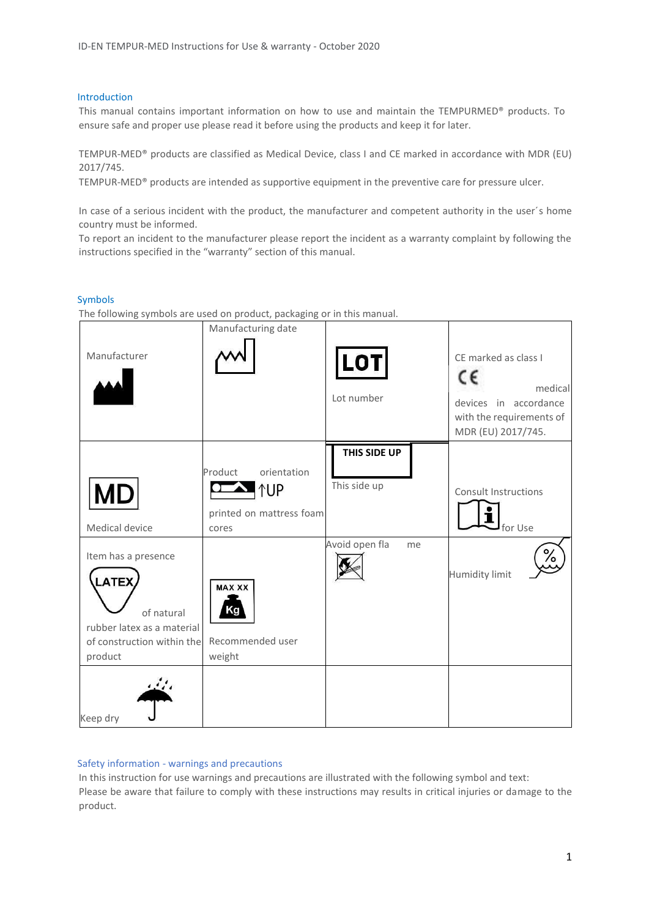## Introduction

This manual contains important information on how to use and maintain the TEMPURMED® products. To ensure safe and proper use please read it before using the products and keep it for later.

TEMPUR-MED® products are classified as Medical Device, class I and CE marked in accordance with MDR (EU) 2017/745.

TEMPUR-MED® products are intended as supportive equipment in the preventive care for pressure ulcer.

In case of a serious incident with the product, the manufacturer and competent authority in the user´s home country must be informed.

To report an incident to the manufacturer please report the incident as a warranty complaint by following the instructions specified in the "warranty" section of this manual.

## Symbols

The following symbols are used on product, packaging or in this manual.

| | | | |
|---|---|---|---|
| Manufacturer | Manufacturing date | LOT<br>Lot number | CE marked as class I CE medical devices in accordance with the requirements of MDR (EU) 2017/745. |
| MD<br>Medical device | Product orientation ↑UP printed on mattress foam cores | THIS SIDE UP<br>This side up | Consult Instructions for Use |
| Item has a presence LATEX of natural rubber latex as a material of construction within the product | MAX XX Kg<br>Recommended user weight | Avoid open flame | Humidity limit |
| Keep dry | | | |

## Safety information - warnings and precautions

In this instruction for use warnings and precautions are illustrated with the following symbol and text:

Please be aware that failure to comply with these instructions may results in critical injuries or damage to the product.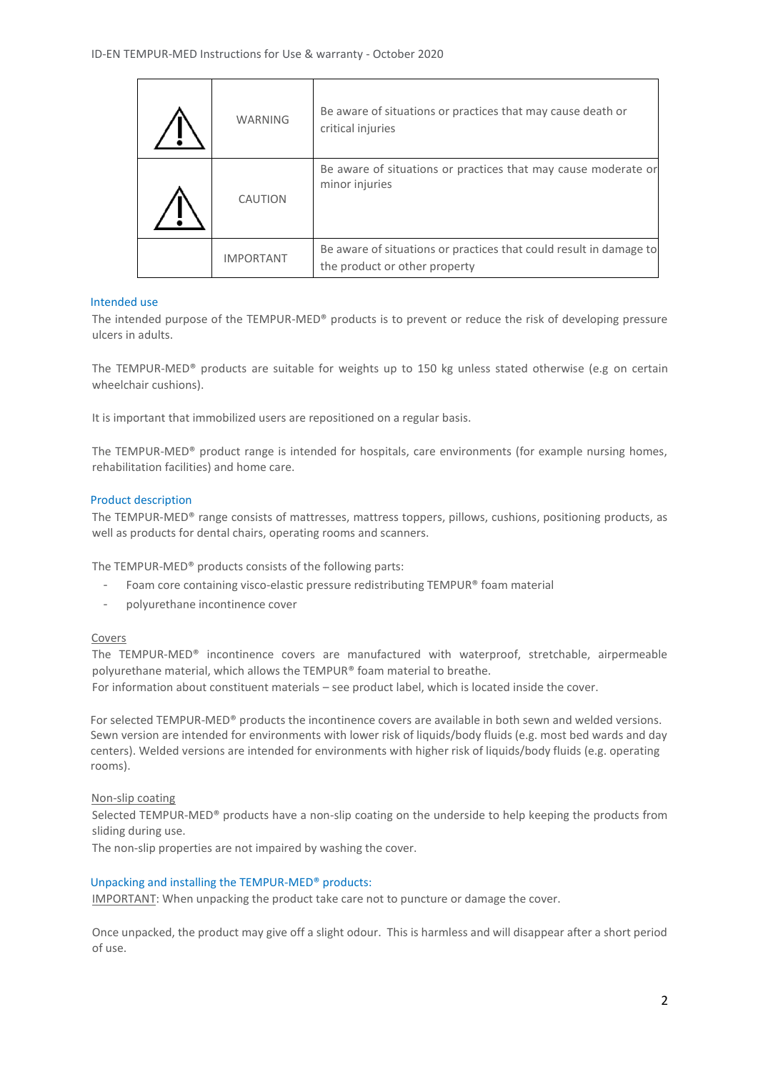| | | |
|---|---|---|
| ⚠ | WARNING | Be aware of situations or practices that may cause death or critical injuries |
| ⚠ | CAUTION | Be aware of situations or practices that may cause moderate or minor injuries |
| | IMPORTANT | Be aware of situations or practices that could result in damage to the product or other property |

## Intended use

The intended purpose of the TEMPUR-MED® products is to prevent or reduce the risk of developing pressure ulcers in adults.

The TEMPUR-MED® products are suitable for weights up to 150 kg unless stated otherwise (e.g on certain wheelchair cushions).

It is important that immobilized users are repositioned on a regular basis.

The TEMPUR-MED® product range is intended for hospitals, care environments (for example nursing homes, rehabilitation facilities) and home care.

## Product description

The TEMPUR-MED® range consists of mattresses, mattress toppers, pillows, cushions, positioning products, as well as products for dental chairs, operating rooms and scanners.

The TEMPUR-MED® products consists of the following parts:

- Foam core containing visco-elastic pressure redistributing TEMPUR® foam material
- polyurethane incontinence cover

### Covers

The TEMPUR-MED® incontinence covers are manufactured with waterproof, stretchable, airpermeable polyurethane material, which allows the TEMPUR® foam material to breathe.
For information about constituent materials – see product label, which is located inside the cover.

For selected TEMPUR-MED® products the incontinence covers are available in both sewn and welded versions. Sewn version are intended for environments with lower risk of liquids/body fluids (e.g. most bed wards and day centers). Welded versions are intended for environments with higher risk of liquids/body fluids (e.g. operating rooms).

### Non-slip coating

Selected TEMPUR-MED® products have a non-slip coating on the underside to help keeping the products from sliding during use.
The non-slip properties are not impaired by washing the cover.

## Unpacking and installing the TEMPUR-MED® products:

IMPORTANT: When unpacking the product take care not to puncture or damage the cover.

Once unpacked, the product may give off a slight odour. This is harmless and will disappear after a short period of use.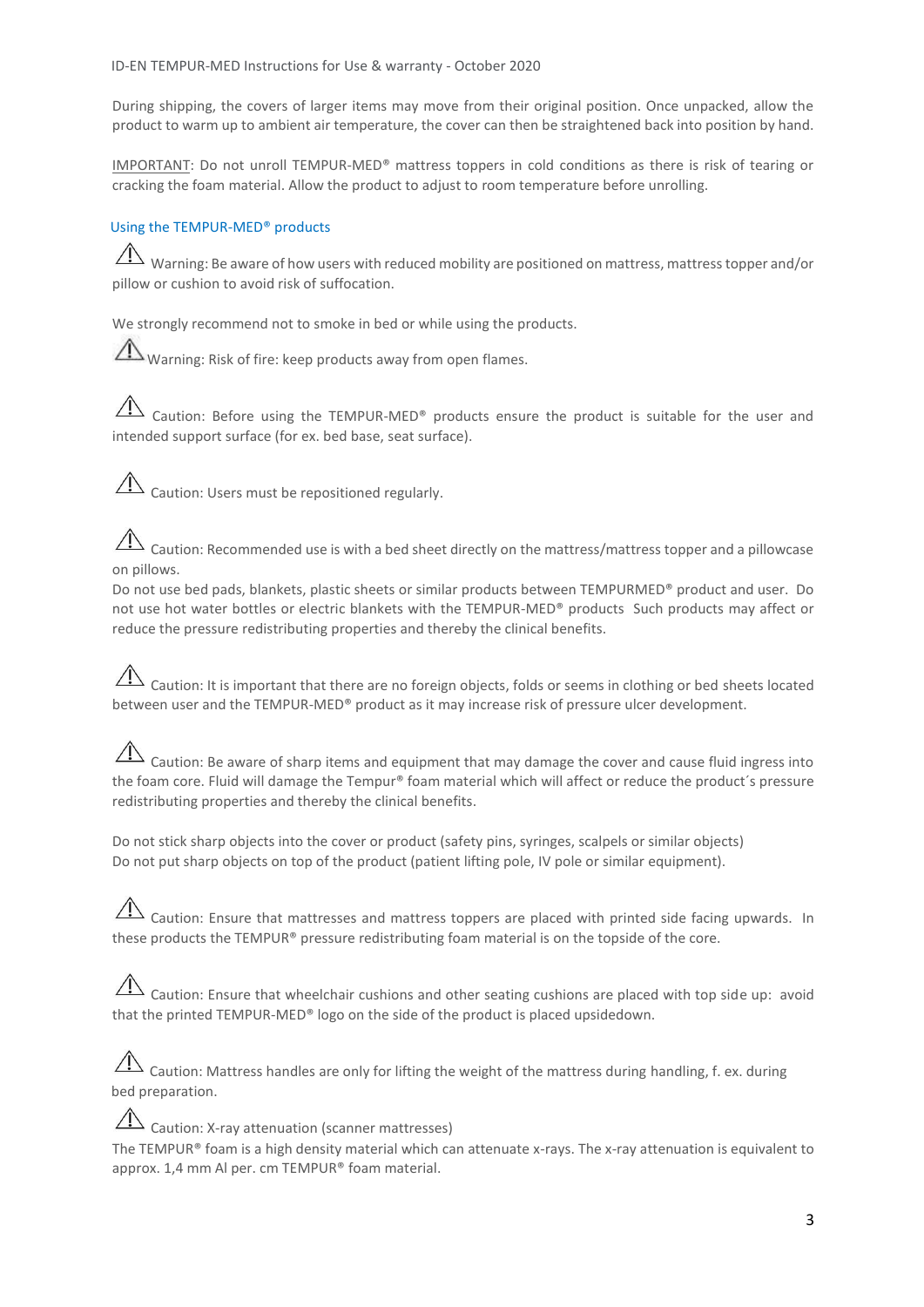During shipping, the covers of larger items may move from their original position. Once unpacked, allow the product to warm up to ambient air temperature, the cover can then be straightened back into position by hand.

IMPORTANT: Do not unroll TEMPUR-MED® mattress toppers in cold conditions as there is risk of tearing or cracking the foam material. Allow the product to adjust to room temperature before unrolling.

## Using the TEMPUR-MED® products

⚠ Warning: Be aware of how users with reduced mobility are positioned on mattress, mattress topper and/or pillow or cushion to avoid risk of suffocation.

We strongly recommend not to smoke in bed or while using the products.

⚠ Warning: Risk of fire: keep products away from open flames.

⚠ Caution: Before using the TEMPUR-MED® products ensure the product is suitable for the user and intended support surface (for ex. bed base, seat surface).

⚠ Caution: Users must be repositioned regularly.

⚠ Caution: Recommended use is with a bed sheet directly on the mattress/mattress topper and a pillowcase on pillows.
Do not use bed pads, blankets, plastic sheets or similar products between TEMPURMED® product and user. Do not use hot water bottles or electric blankets with the TEMPUR-MED® products Such products may affect or reduce the pressure redistributing properties and thereby the clinical benefits.

⚠ Caution: It is important that there are no foreign objects, folds or seems in clothing or bed sheets located between user and the TEMPUR-MED® product as it may increase risk of pressure ulcer development.

⚠ Caution: Be aware of sharp items and equipment that may damage the cover and cause fluid ingress into the foam core. Fluid will damage the Tempur® foam material which will affect or reduce the product´s pressure redistributing properties and thereby the clinical benefits.

Do not stick sharp objects into the cover or product (safety pins, syringes, scalpels or similar objects)
Do not put sharp objects on top of the product (patient lifting pole, IV pole or similar equipment).

⚠ Caution: Ensure that mattresses and mattress toppers are placed with printed side facing upwards. In these products the TEMPUR® pressure redistributing foam material is on the topside of the core.

⚠ Caution: Ensure that wheelchair cushions and other seating cushions are placed with top side up: avoid that the printed TEMPUR-MED® logo on the side of the product is placed upsidedown.

⚠ Caution: Mattress handles are only for lifting the weight of the mattress during handling, f. ex. during bed preparation.

⚠ Caution: X-ray attenuation (scanner mattresses)
The TEMPUR® foam is a high density material which can attenuate x-rays. The x-ray attenuation is equivalent to approx. 1,4 mm Al per. cm TEMPUR® foam material.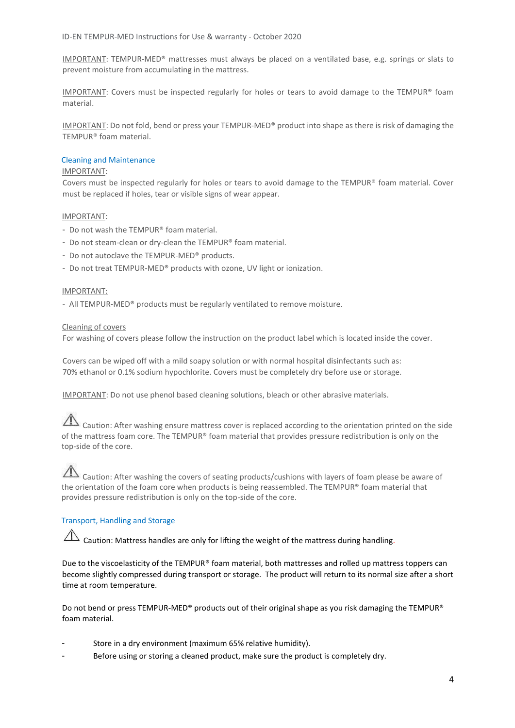IMPORTANT: TEMPUR-MED® mattresses must always be placed on a ventilated base, e.g. springs or slats to prevent moisture from accumulating in the mattress.

IMPORTANT: Covers must be inspected regularly for holes or tears to avoid damage to the TEMPUR® foam material.

IMPORTANT: Do not fold, bend or press your TEMPUR-MED® product into shape as there is risk of damaging the TEMPUR® foam material.

## Cleaning and Maintenance

IMPORTANT:

Covers must be inspected regularly for holes or tears to avoid damage to the TEMPUR® foam material. Cover must be replaced if holes, tear or visible signs of wear appear.

IMPORTANT:

- Do not wash the TEMPUR® foam material.
- Do not steam-clean or dry-clean the TEMPUR® foam material.
- Do not autoclave the TEMPUR-MED® products.
- Do not treat TEMPUR-MED® products with ozone, UV light or ionization.

IMPORTANT:

- All TEMPUR-MED® products must be regularly ventilated to remove moisture.

Cleaning of covers

For washing of covers please follow the instruction on the product label which is located inside the cover.

Covers can be wiped off with a mild soapy solution or with normal hospital disinfectants such as:
70% ethanol or 0.1% sodium hypochlorite. Covers must be completely dry before use or storage.

IMPORTANT: Do not use phenol based cleaning solutions, bleach or other abrasive materials.

⚠ Caution: After washing ensure mattress cover is replaced according to the orientation printed on the side of the mattress foam core. The TEMPUR® foam material that provides pressure redistribution is only on the top-side of the core.

⚠ Caution: After washing the covers of seating products/cushions with layers of foam please be aware of the orientation of the foam core when products is being reassembled. The TEMPUR® foam material that provides pressure redistribution is only on the top-side of the core.

## Transport, Handling and Storage

⚠ Caution: Mattress handles are only for lifting the weight of the mattress during handling.

Due to the viscoelasticity of the TEMPUR® foam material, both mattresses and rolled up mattress toppers can become slightly compressed during transport or storage. The product will return to its normal size after a short time at room temperature.

Do not bend or press TEMPUR-MED® products out of their original shape as you risk damaging the TEMPUR® foam material.

- Store in a dry environment (maximum 65% relative humidity).
- Before using or storing a cleaned product, make sure the product is completely dry.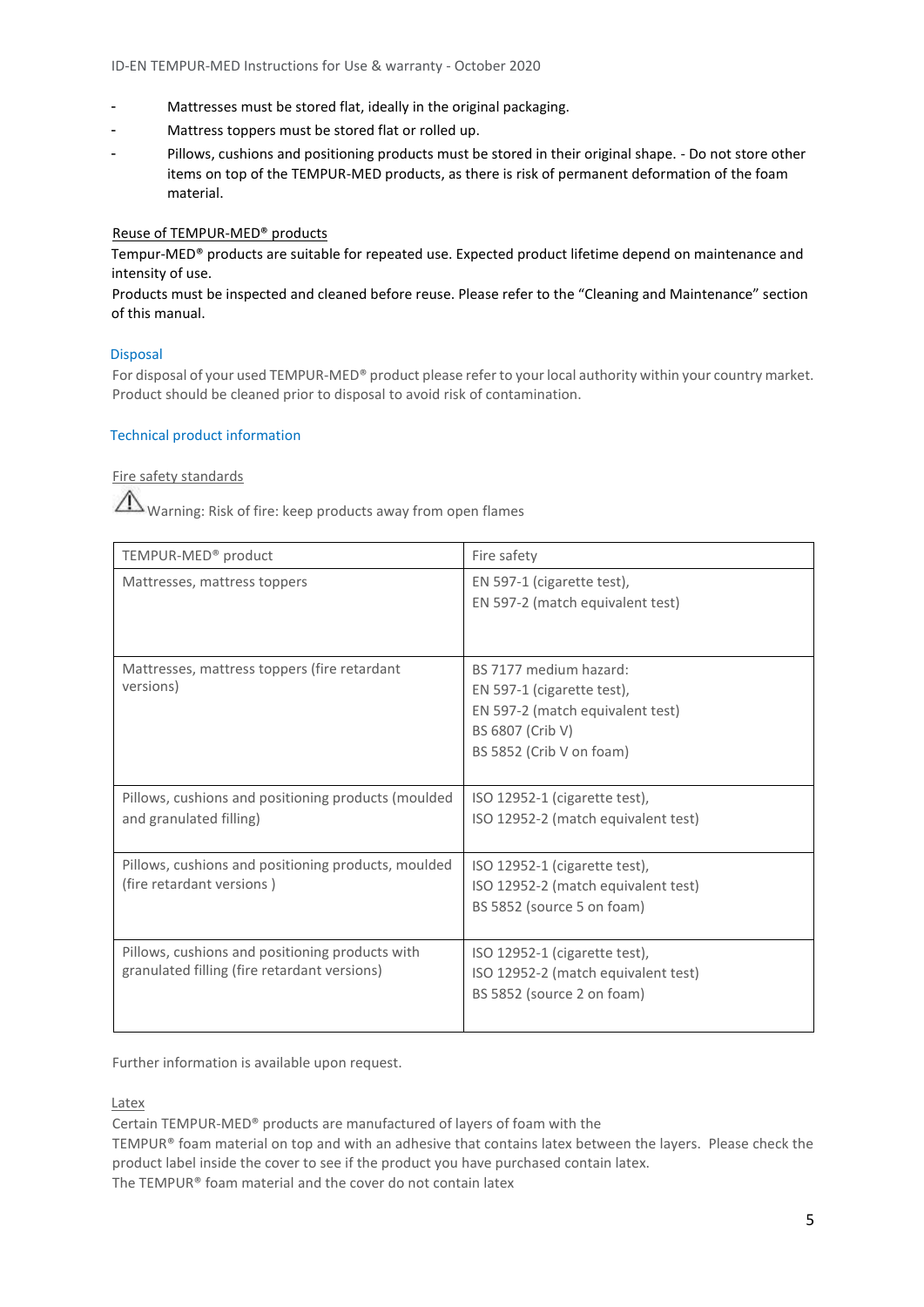- Mattresses must be stored flat, ideally in the original packaging.
- Mattress toppers must be stored flat or rolled up.
- Pillows, cushions and positioning products must be stored in their original shape. - Do not store other items on top of the TEMPUR-MED products, as there is risk of permanent deformation of the foam material.

Reuse of TEMPUR-MED® products

Tempur-MED® products are suitable for repeated use. Expected product lifetime depend on maintenance and intensity of use.

Products must be inspected and cleaned before reuse. Please refer to the "Cleaning and Maintenance" section of this manual.

## Disposal

For disposal of your used TEMPUR-MED® product please refer to your local authority within your country market. Product should be cleaned prior to disposal to avoid risk of contamination.

## Technical product information

### Fire safety standards

⚠ Warning: Risk of fire: keep products away from open flames

| TEMPUR-MED® product | Fire safety |
|---|---|
| Mattresses, mattress toppers | EN 597-1 (cigarette test),<br>EN 597-2 (match equivalent test) |
| Mattresses, mattress toppers (fire retardant versions) | BS 7177 medium hazard:<br>EN 597-1 (cigarette test),<br>EN 597-2 (match equivalent test)<br>BS 6807 (Crib V)<br>BS 5852 (Crib V on foam) |
| Pillows, cushions and positioning products (moulded and granulated filling) | ISO 12952-1 (cigarette test),<br>ISO 12952-2 (match equivalent test) |
| Pillows, cushions and positioning products, moulded (fire retardant versions ) | ISO 12952-1 (cigarette test),<br>ISO 12952-2 (match equivalent test)<br>BS 5852 (source 5 on foam) |
| Pillows, cushions and positioning products with granulated filling (fire retardant versions) | ISO 12952-1 (cigarette test),<br>ISO 12952-2 (match equivalent test)<br>BS 5852 (source 2 on foam) |

Further information is available upon request.

### Latex

Certain TEMPUR-MED® products are manufactured of layers of foam with the TEMPUR® foam material on top and with an adhesive that contains latex between the layers. Please check the product label inside the cover to see if the product you have purchased contain latex.

The TEMPUR® foam material and the cover do not contain latex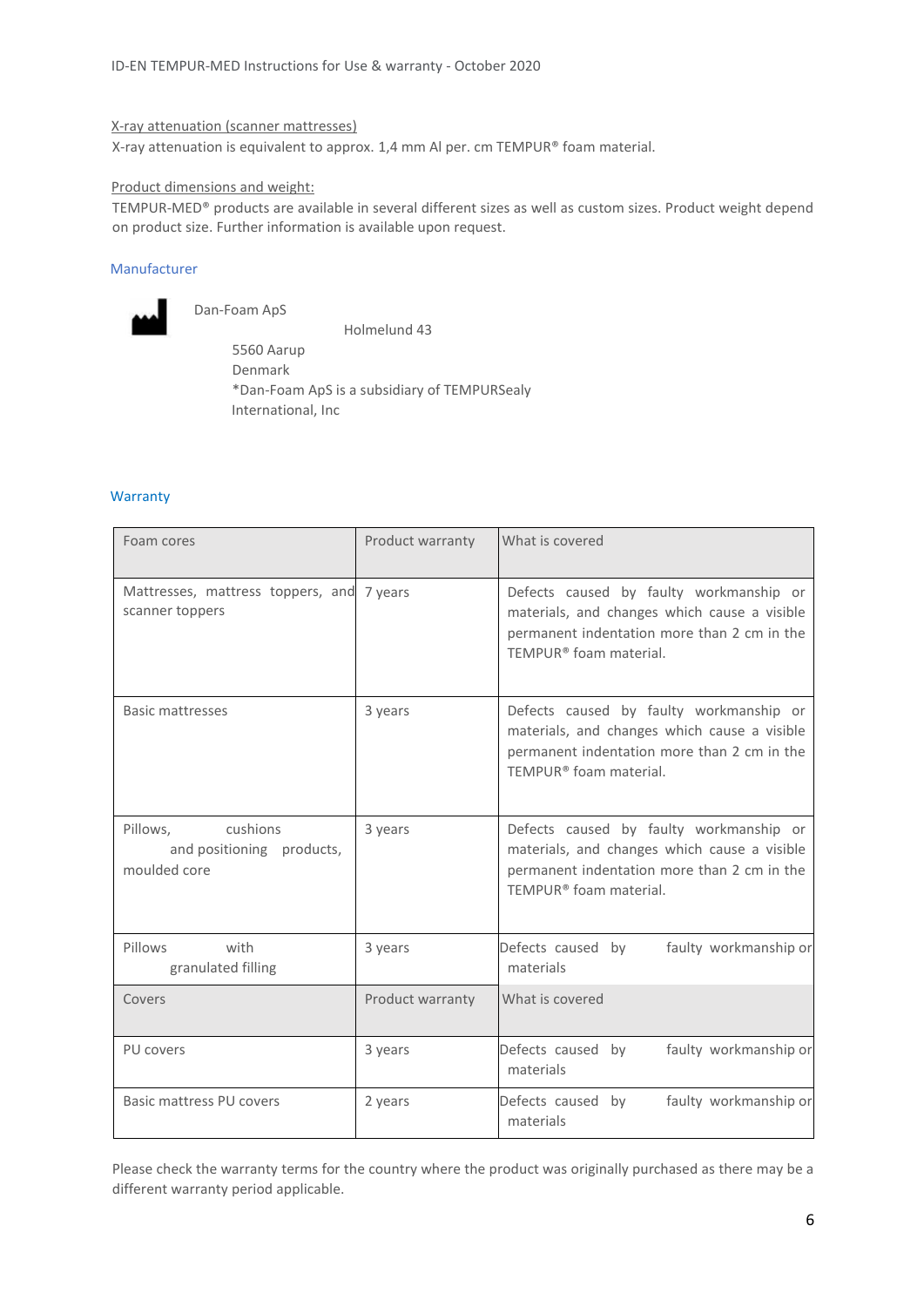X-ray attenuation (scanner mattresses)

X-ray attenuation is equivalent to approx. 1,4 mm Al per. cm TEMPUR® foam material.

Product dimensions and weight:

TEMPUR-MED® products are available in several different sizes as well as custom sizes. Product weight depend on product size. Further information is available upon request.

## Manufacturer

Dan-Foam ApS
Holmelund 43
5560 Aarup
Denmark
*Dan-Foam ApS is a subsidiary of TEMPURSealy International, Inc

## Warranty

| Foam cores | Product warranty | What is covered |
|---|---|---|
| Mattresses, mattress toppers, and scanner toppers | 7 years | Defects caused by faulty workmanship or materials, and changes which cause a visible permanent indentation more than 2 cm in the TEMPUR® foam material. |
| Basic mattresses | 3 years | Defects caused by faulty workmanship or materials, and changes which cause a visible permanent indentation more than 2 cm in the TEMPUR® foam material. |
| Pillows, cushions and positioning products, moulded core | 3 years | Defects caused by faulty workmanship or materials, and changes which cause a visible permanent indentation more than 2 cm in the TEMPUR® foam material. |
| Pillows with granulated filling | 3 years | Defects caused by faulty workmanship or materials |
| **Covers** | **Product warranty** | **What is covered** |
| PU covers | 3 years | Defects caused by faulty workmanship or materials |
| Basic mattress PU covers | 2 years | Defects caused by faulty workmanship or materials |

Please check the warranty terms for the country where the product was originally purchased as there may be a different warranty period applicable.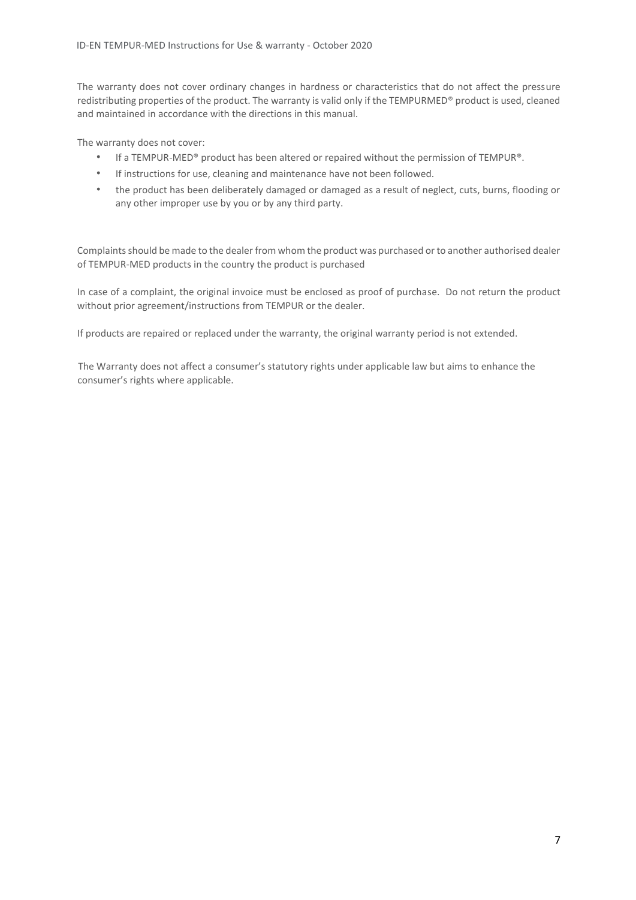The warranty does not cover ordinary changes in hardness or characteristics that do not affect the pressure redistributing properties of the product. The warranty is valid only if the TEMPURMED® product is used, cleaned and maintained in accordance with the directions in this manual.

The warranty does not cover:

- If a TEMPUR-MED® product has been altered or repaired without the permission of TEMPUR®.
- If instructions for use, cleaning and maintenance have not been followed.
- the product has been deliberately damaged or damaged as a result of neglect, cuts, burns, flooding or any other improper use by you or by any third party.

Complaints should be made to the dealer from whom the product was purchased or to another authorised dealer of TEMPUR-MED products in the country the product is purchased

In case of a complaint, the original invoice must be enclosed as proof of purchase. Do not return the product without prior agreement/instructions from TEMPUR or the dealer.

If products are repaired or replaced under the warranty, the original warranty period is not extended.

The Warranty does not affect a consumer's statutory rights under applicable law but aims to enhance the consumer's rights where applicable.